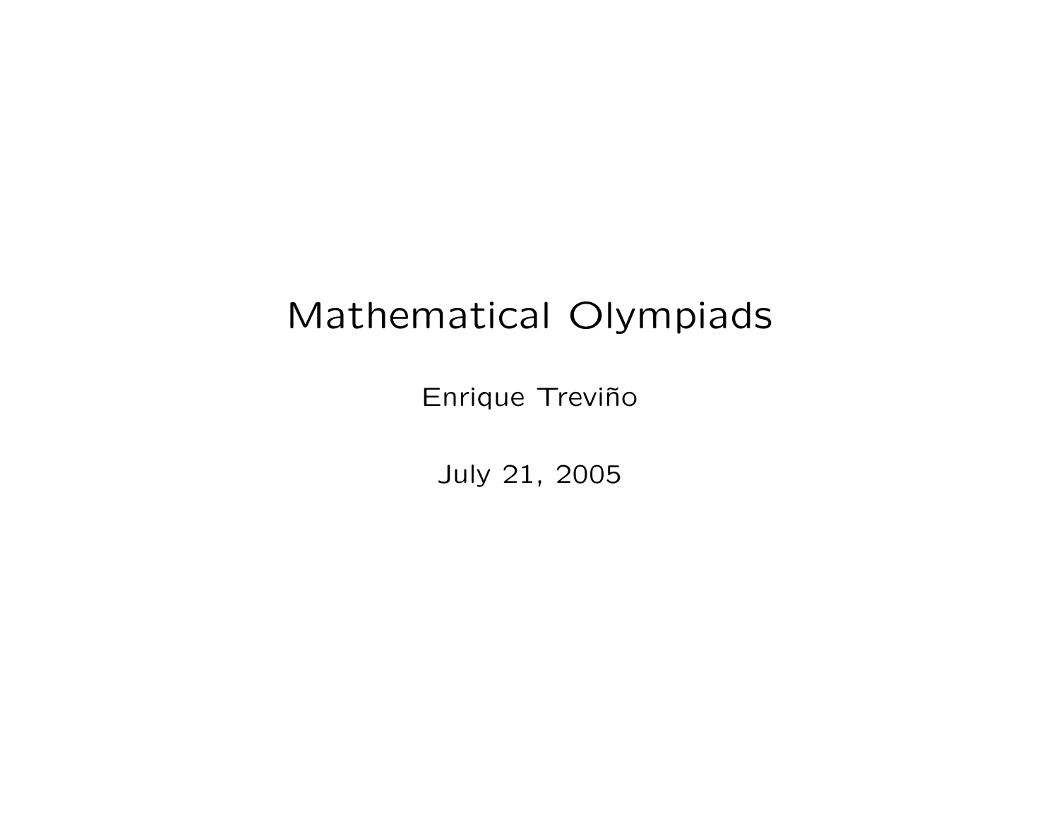# Mathematical Olympiads

Enrique Treviño

July 21, 2005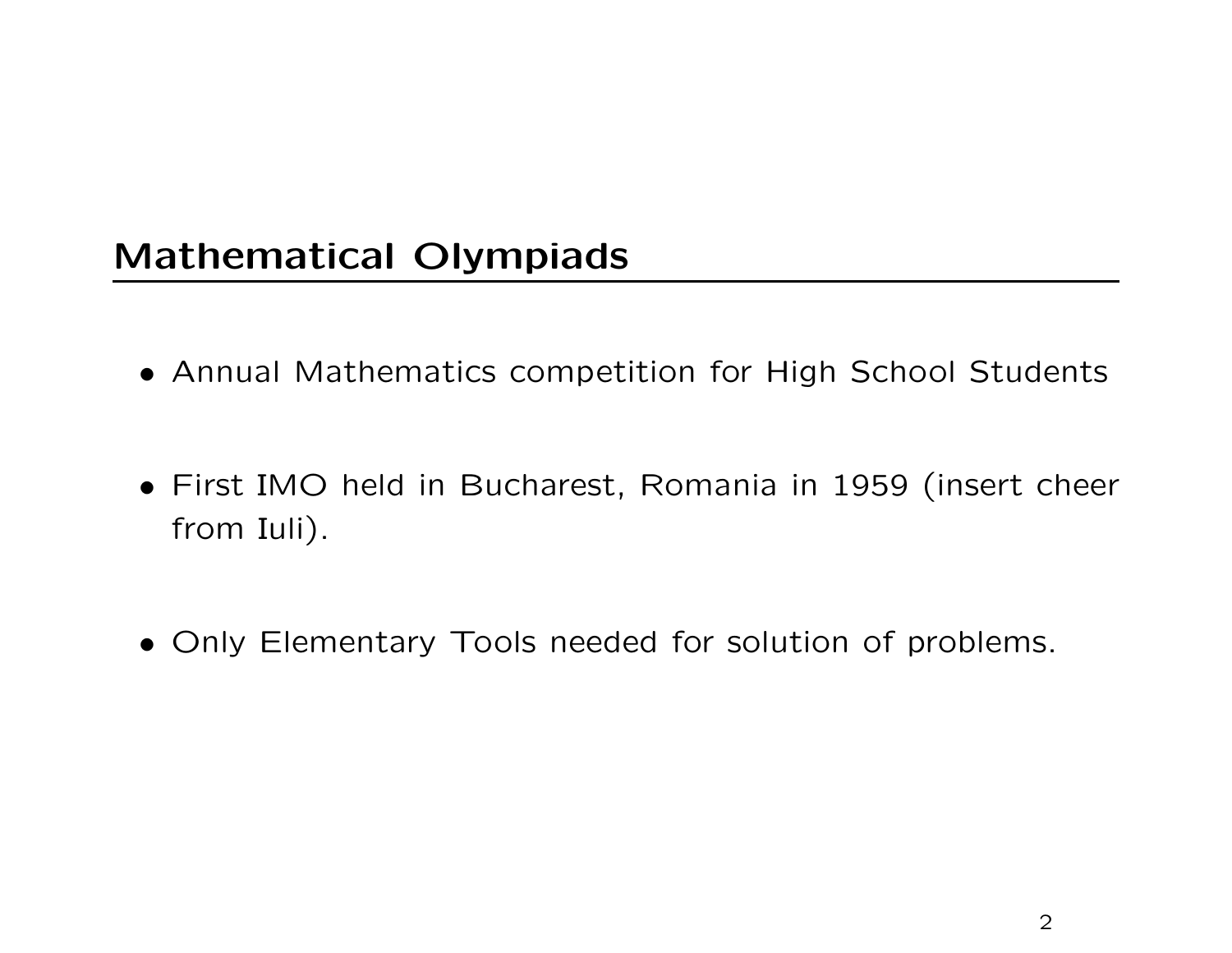## Mathematical Olympiads

- Annual Mathematics competition for High School Students

- First IMO held in Bucharest, Romania in 1959 (insert cheer from Iuli).

- Only Elementary Tools needed for solution of problems.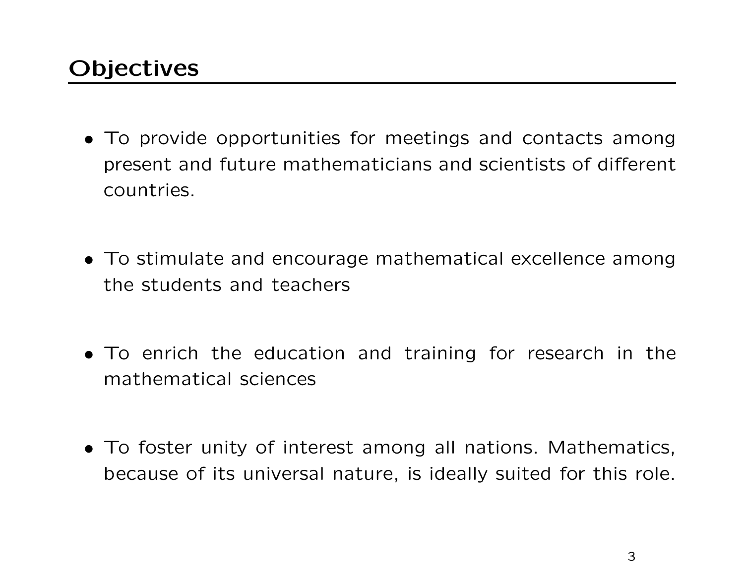## Objectives

- To provide opportunities for meetings and contacts among present and future mathematicians and scientists of different countries.

- To stimulate and encourage mathematical excellence among the students and teachers

- To enrich the education and training for research in the mathematical sciences

- To foster unity of interest among all nations. Mathematics, because of its universal nature, is ideally suited for this role.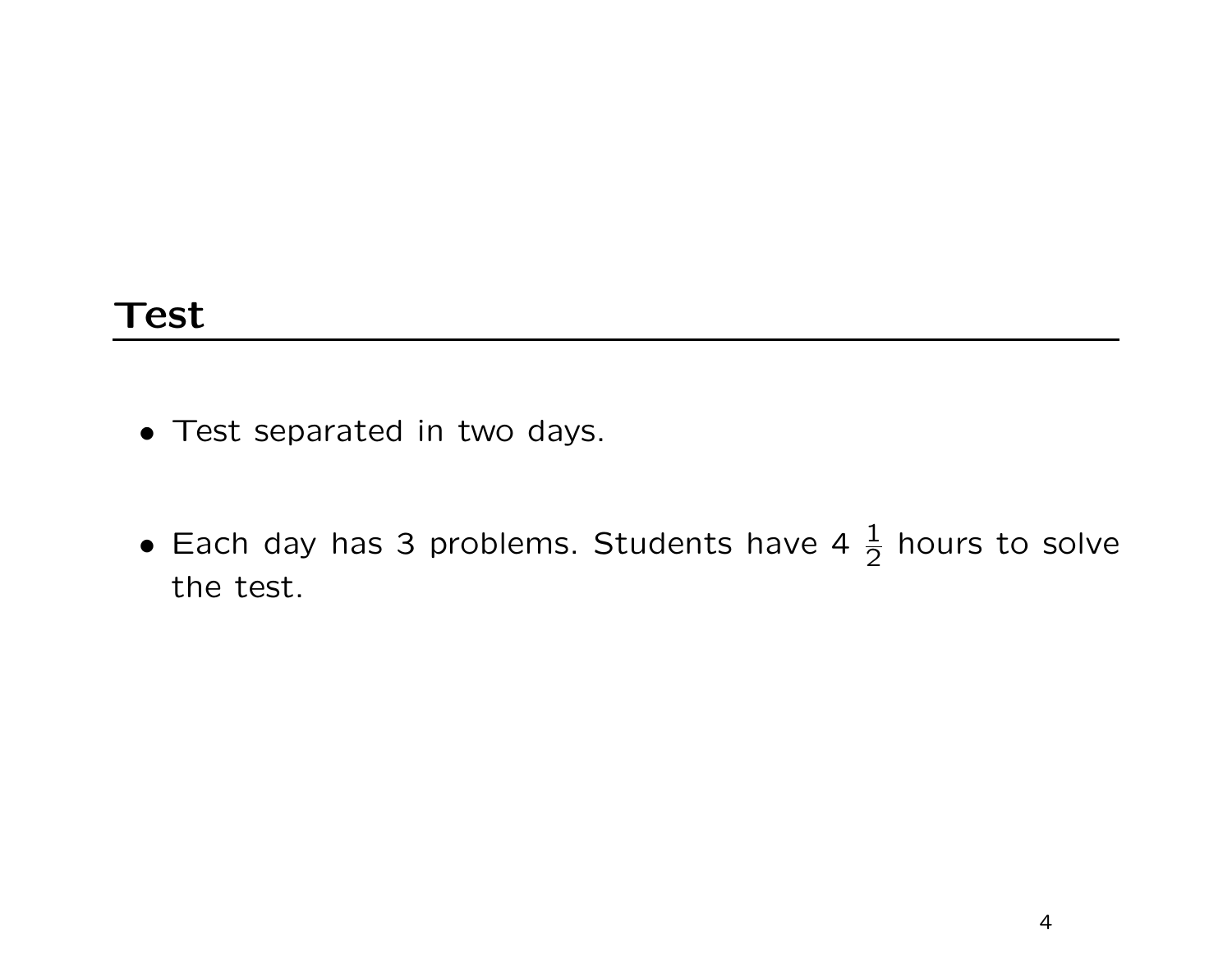## Test

- Test separated in two days.

- Each day has 3 problems. Students have 4 $\frac{1}{2}$ hours to solve the test.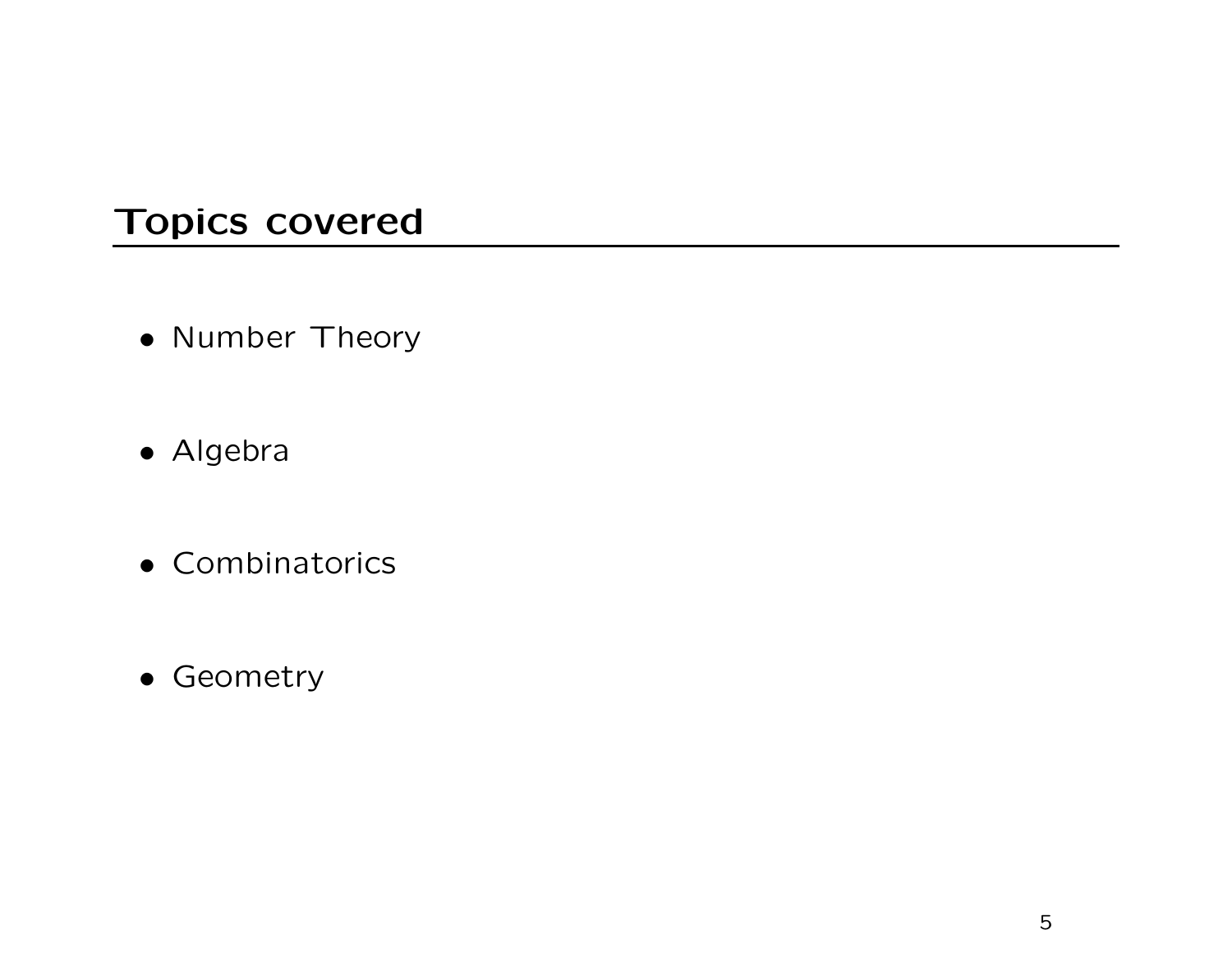## Topics covered

- Number Theory

- Algebra

- Combinatorics

- Geometry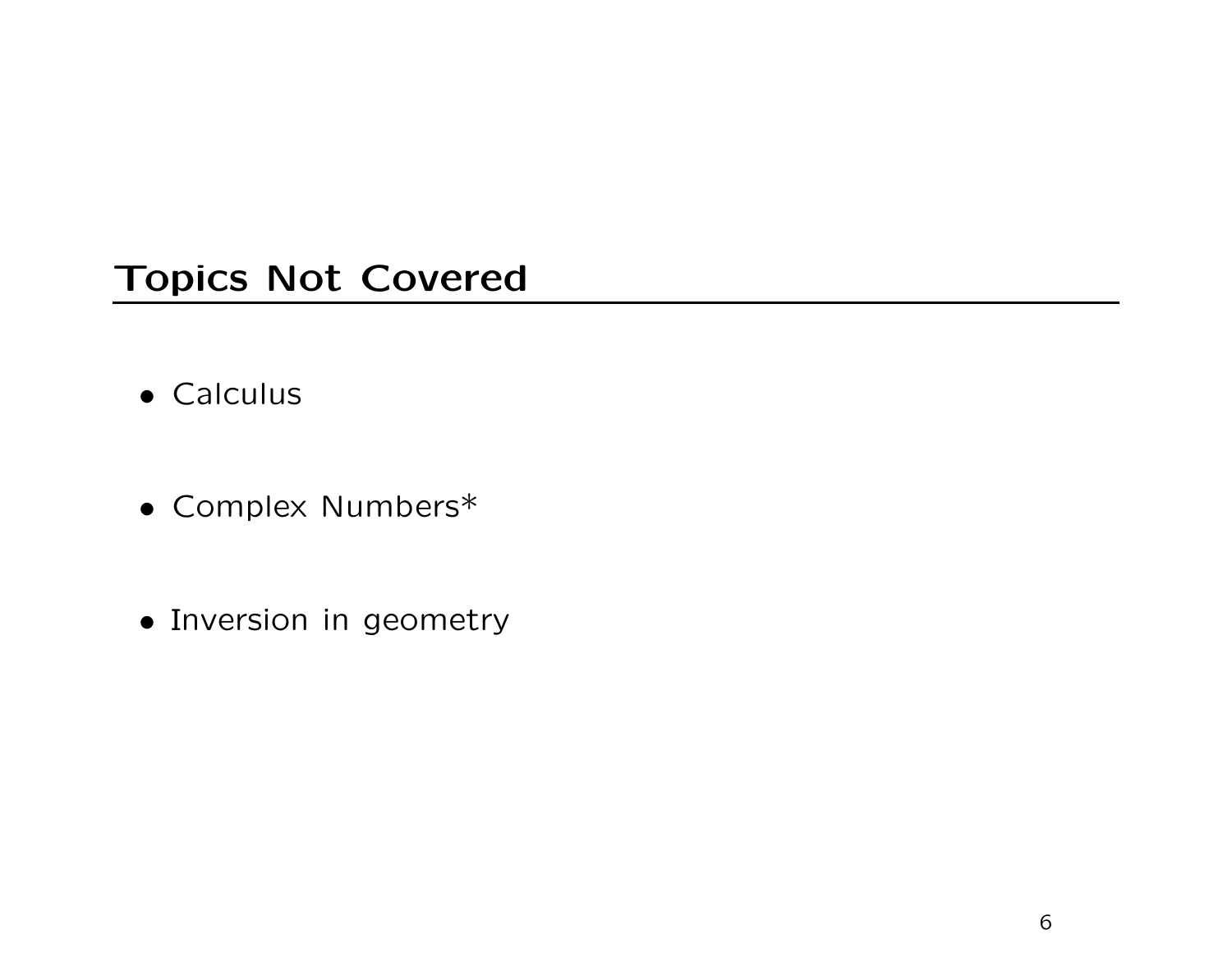## Topics Not Covered

- Calculus
- Complex Numbers*
- Inversion in geometry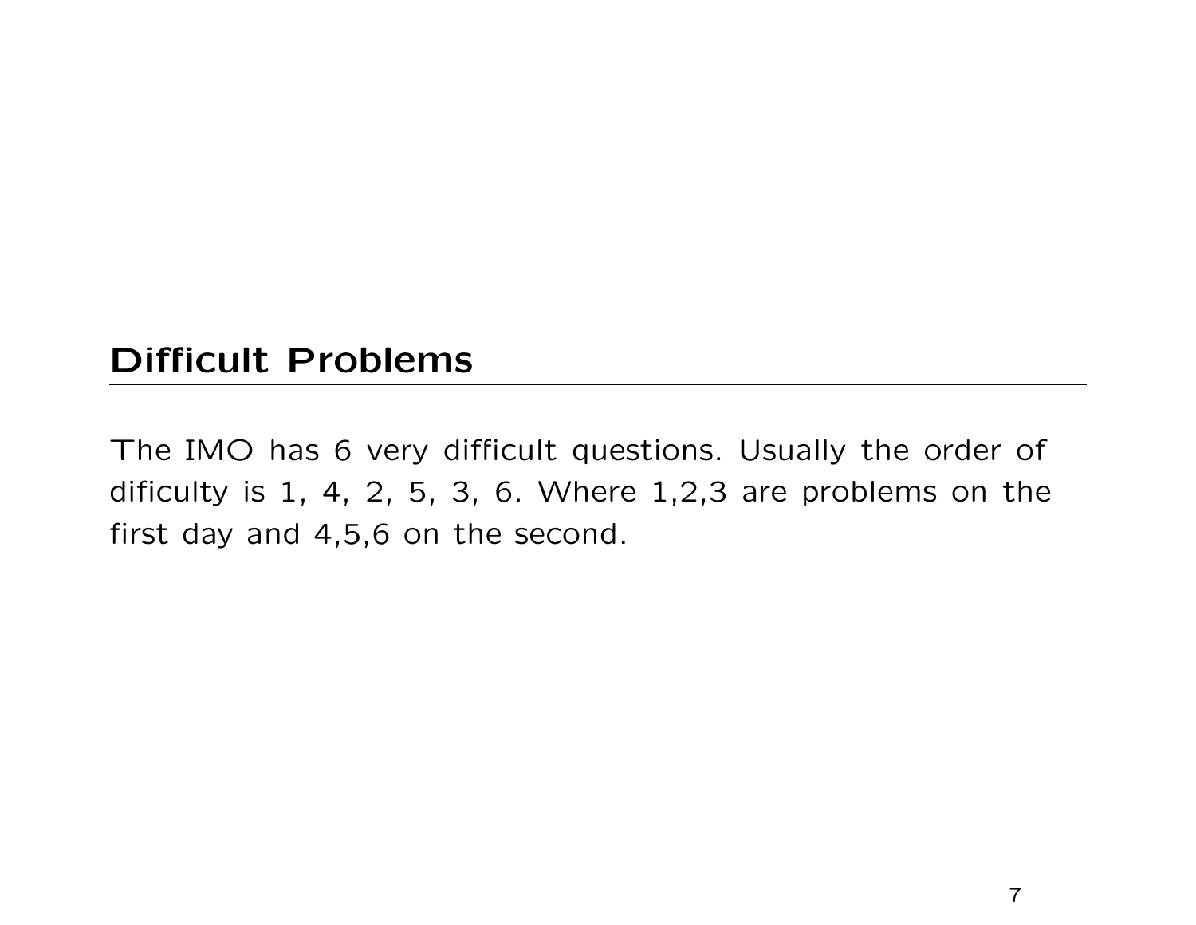## Difficult Problems

The IMO has 6 very difficult questions. Usually the order of dificulty is 1, 4, 2, 5, 3, 6. Where 1,2,3 are problems on the first day and 4,5,6 on the second.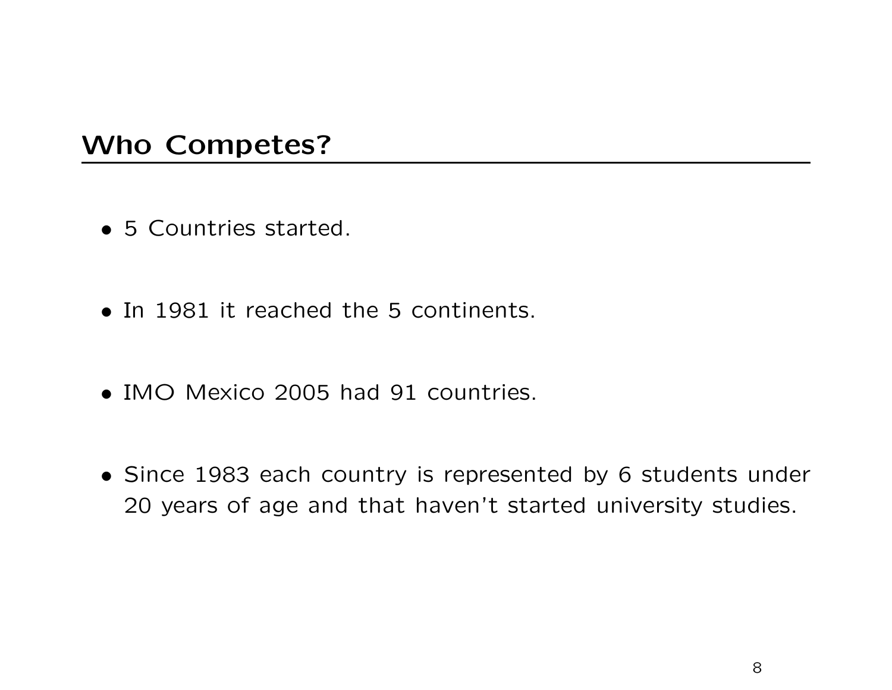## Who Competes?

- 5 Countries started.
- In 1981 it reached the 5 continents.
- IMO Mexico 2005 had 91 countries.
- Since 1983 each country is represented by 6 students under 20 years of age and that haven't started university studies.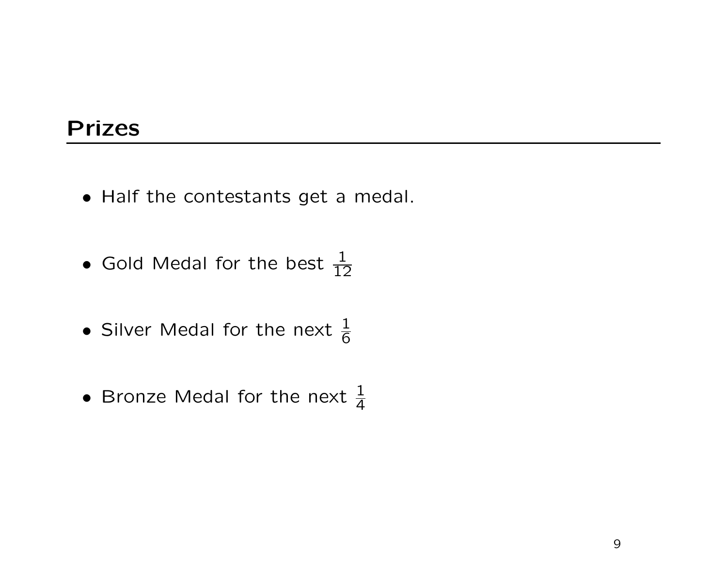## Prizes

- Half the contestants get a medal.
- Gold Medal for the best $\frac{1}{12}$
- Silver Medal for the next $\frac{1}{6}$
- Bronze Medal for the next $\frac{1}{4}$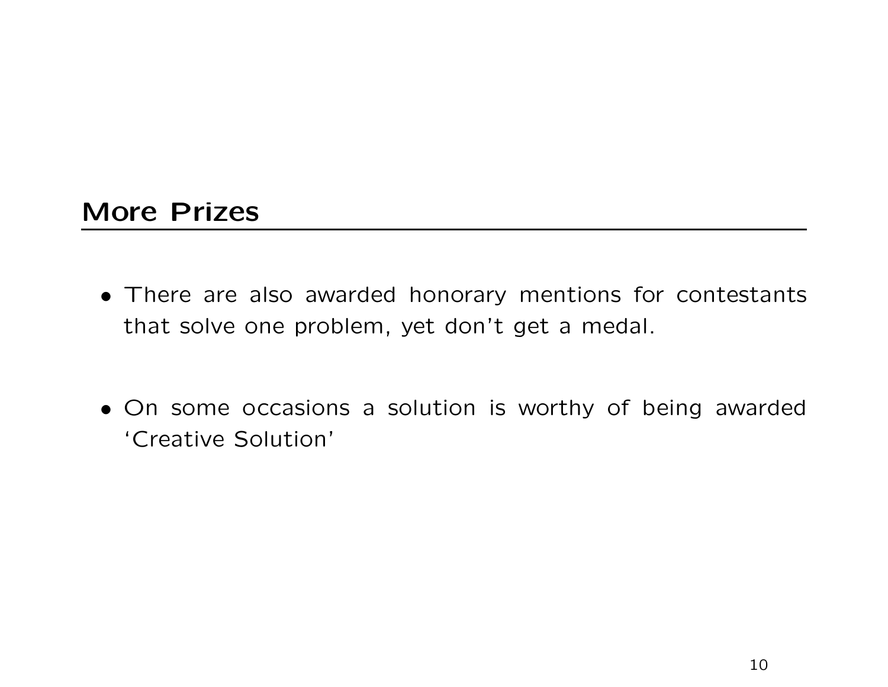## More Prizes

- There are also awarded honorary mentions for contestants that solve one problem, yet don't get a medal.

- On some occasions a solution is worthy of being awarded 'Creative Solution'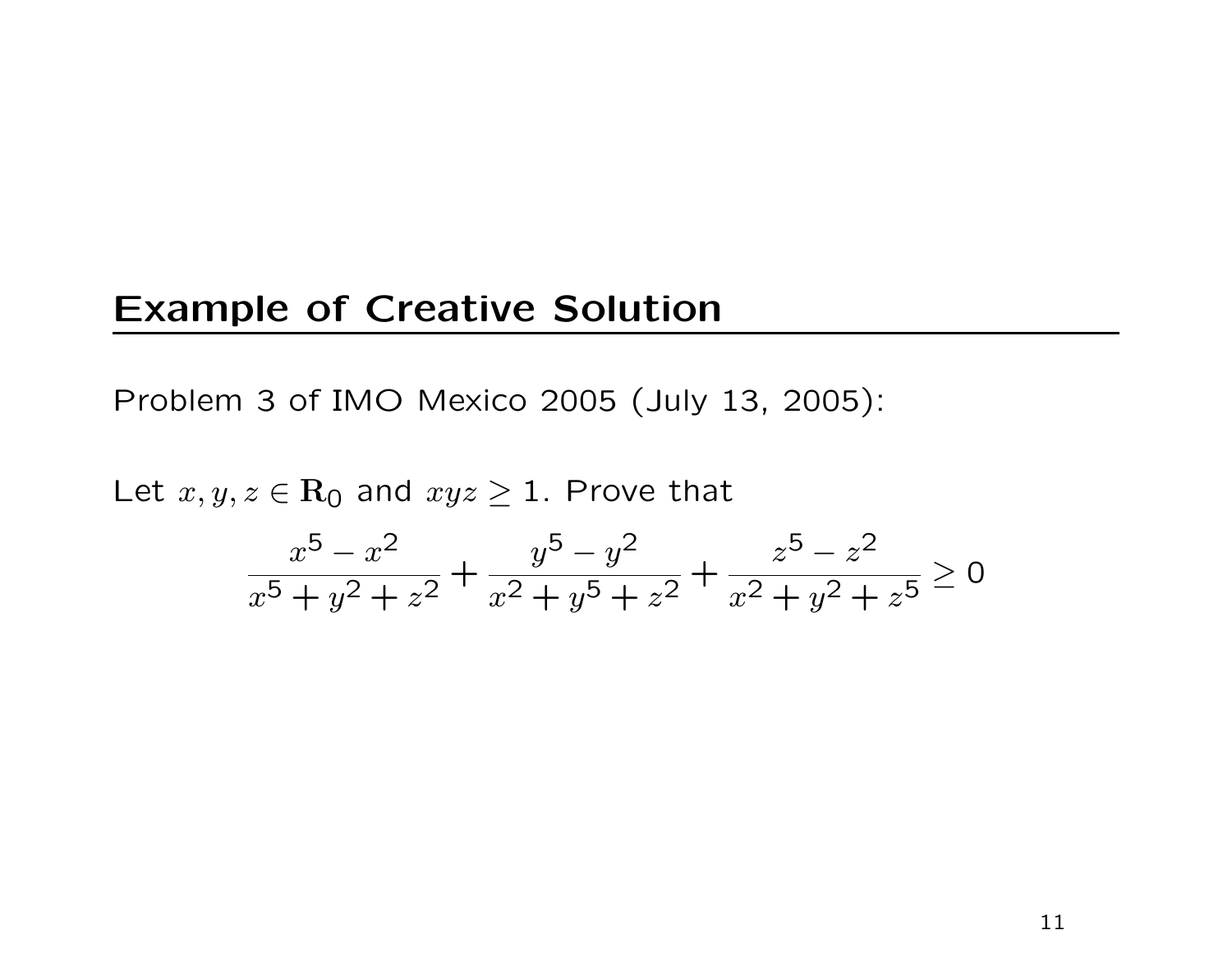## Example of Creative Solution

Problem 3 of IMO Mexico 2005 (July 13, 2005):

Let $x, y, z \in \mathbf{R}_0$ and $xyz \geq 1$. Prove that

$$\frac{x^5 - x^2}{x^5 + y^2 + z^2} + \frac{y^5 - y^2}{x^2 + y^5 + z^2} + \frac{z^5 - z^2}{x^2 + y^2 + z^5} \geq 0$$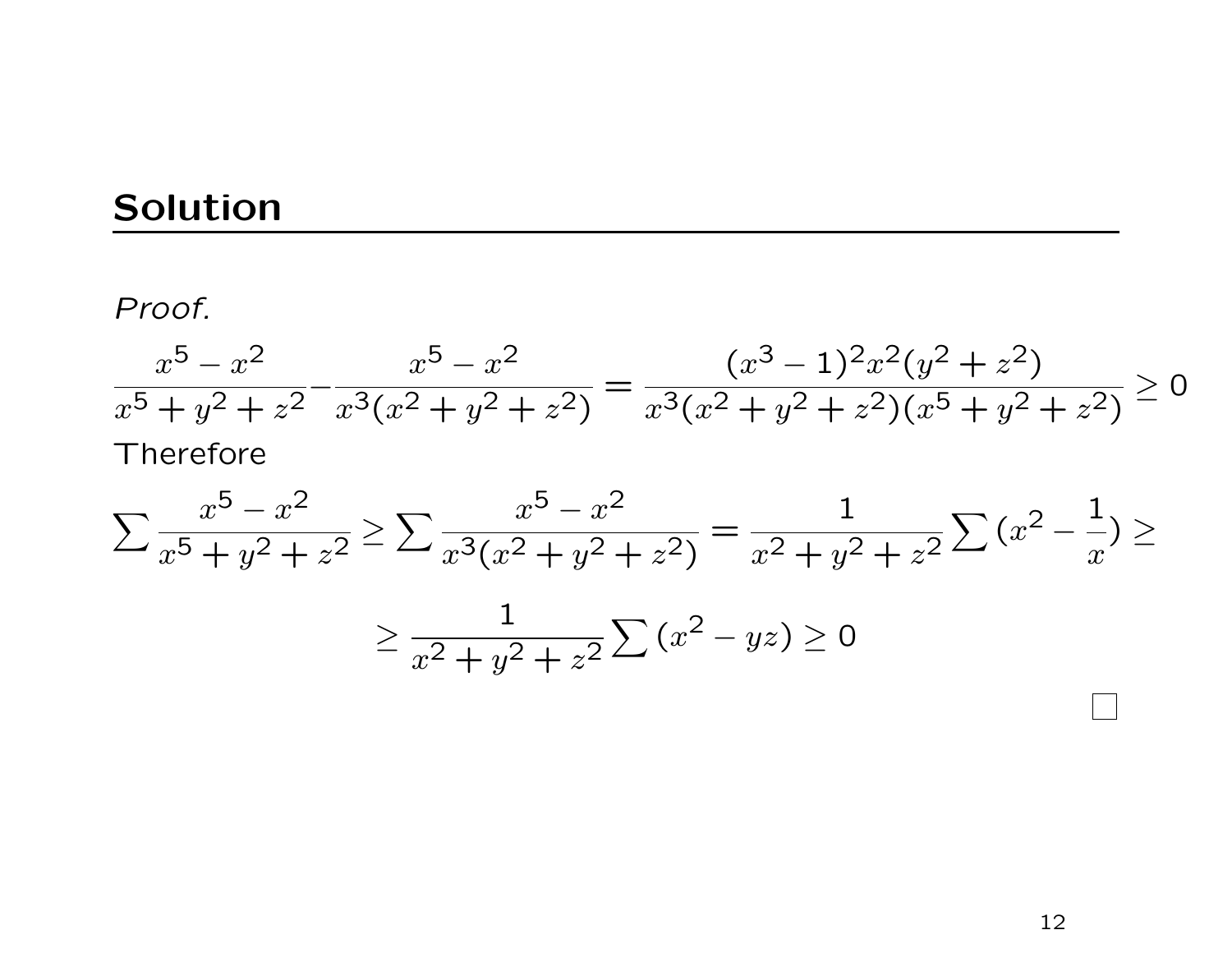## Solution

*Proof.*

$$\frac{x^5 - x^2}{x^5 + y^2 + z^2} - \frac{x^5 - x^2}{x^3(x^2 + y^2 + z^2)} = \frac{(x^3 - 1)^2 x^2 (y^2 + z^2)}{x^3(x^2 + y^2 + z^2)(x^5 + y^2 + z^2)} \geq 0$$

Therefore

$$\sum \frac{x^5 - x^2}{x^5 + y^2 + z^2} \geq \sum \frac{x^5 - x^2}{x^3(x^2 + y^2 + z^2)} = \frac{1}{x^2 + y^2 + z^2} \sum (x^2 - \frac{1}{x}) \geq$$

$$\geq \frac{1}{x^2 + y^2 + z^2} \sum (x^2 - yz) \geq 0$$

□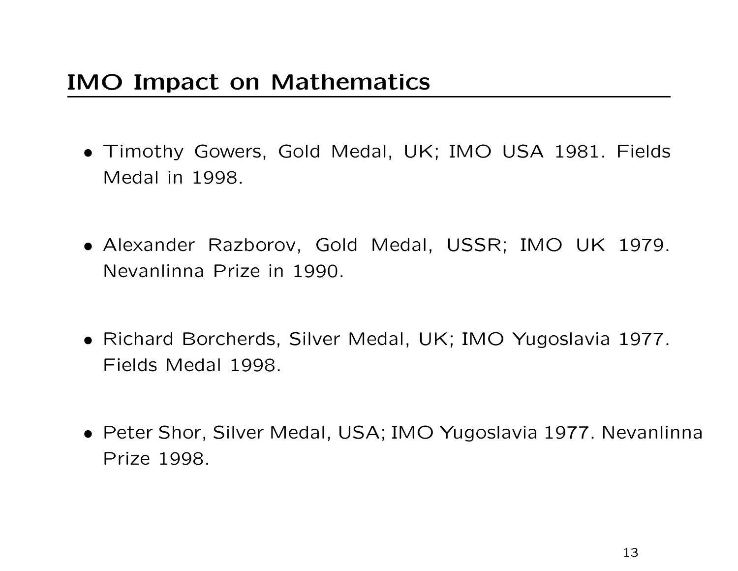## IMO Impact on Mathematics

- Timothy Gowers, Gold Medal, UK; IMO USA 1981. Fields Medal in 1998.

- Alexander Razborov, Gold Medal, USSR; IMO UK 1979. Nevanlinna Prize in 1990.

- Richard Borcherds, Silver Medal, UK; IMO Yugoslavia 1977. Fields Medal 1998.

- Peter Shor, Silver Medal, USA; IMO Yugoslavia 1977. Nevanlinna Prize 1998.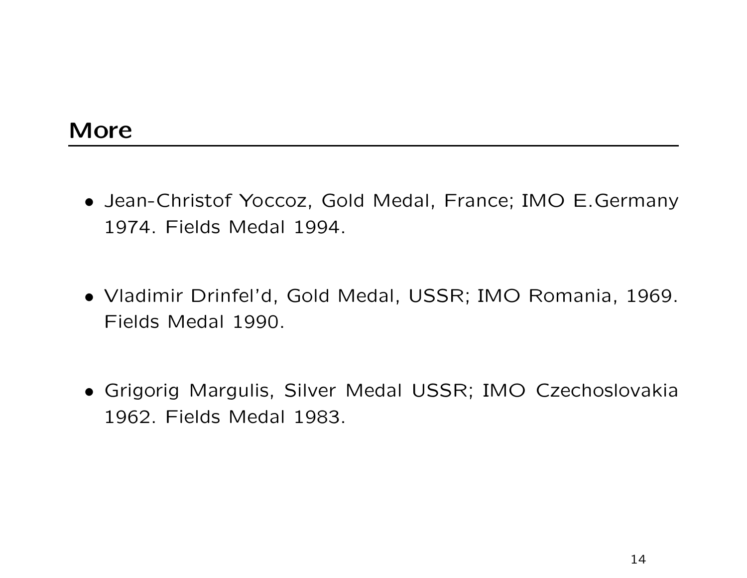## More

- Jean-Christof Yoccoz, Gold Medal, France; IMO E.Germany 1974. Fields Medal 1994.

- Vladimir Drinfel'd, Gold Medal, USSR; IMO Romania, 1969. Fields Medal 1990.

- Grigorig Margulis, Silver Medal USSR; IMO Czechoslovakia 1962. Fields Medal 1983.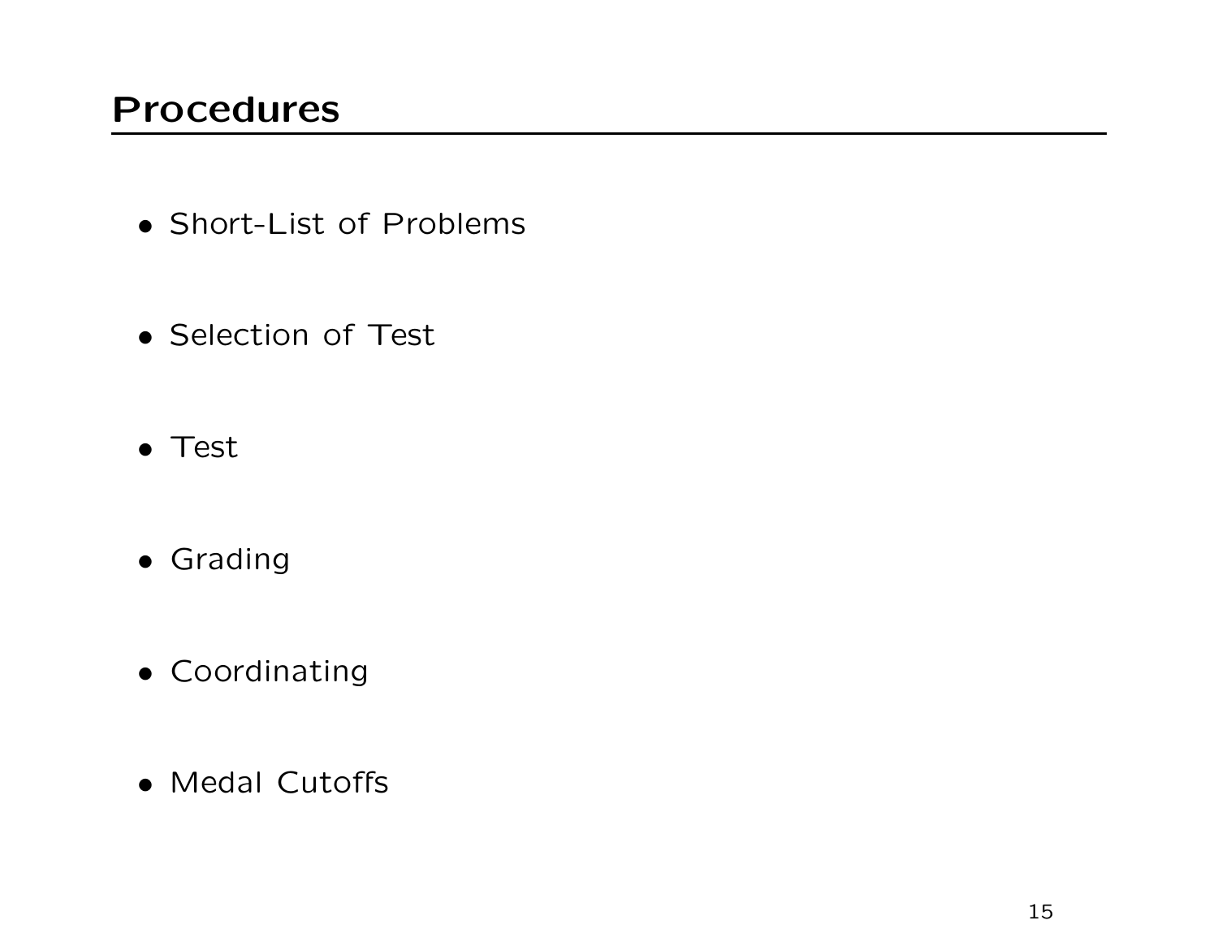# Procedures

- Short-List of Problems
- Selection of Test
- Test
- Grading
- Coordinating
- Medal Cutoffs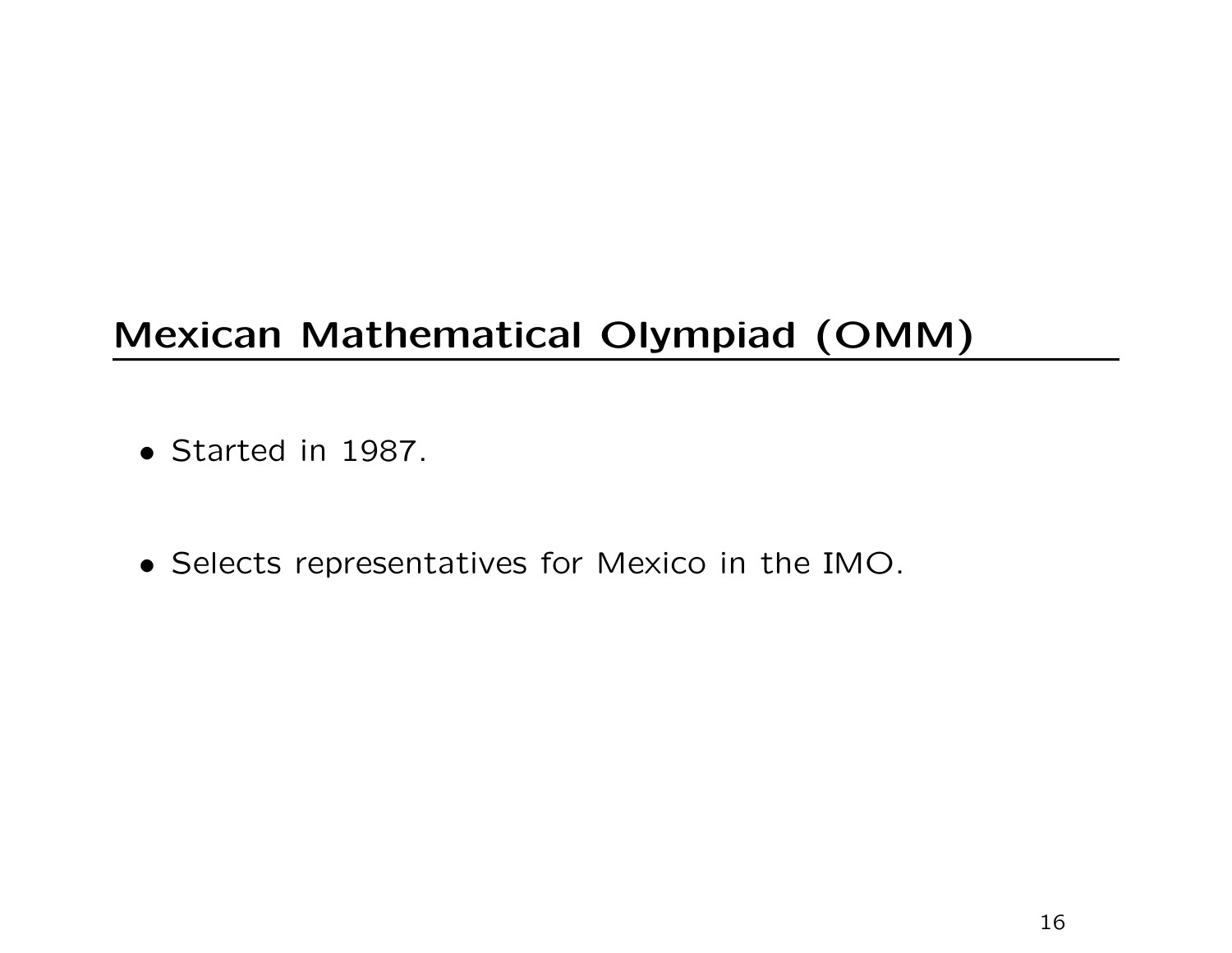## Mexican Mathematical Olympiad (OMM)

- Started in 1987.
- Selects representatives for Mexico in the IMO.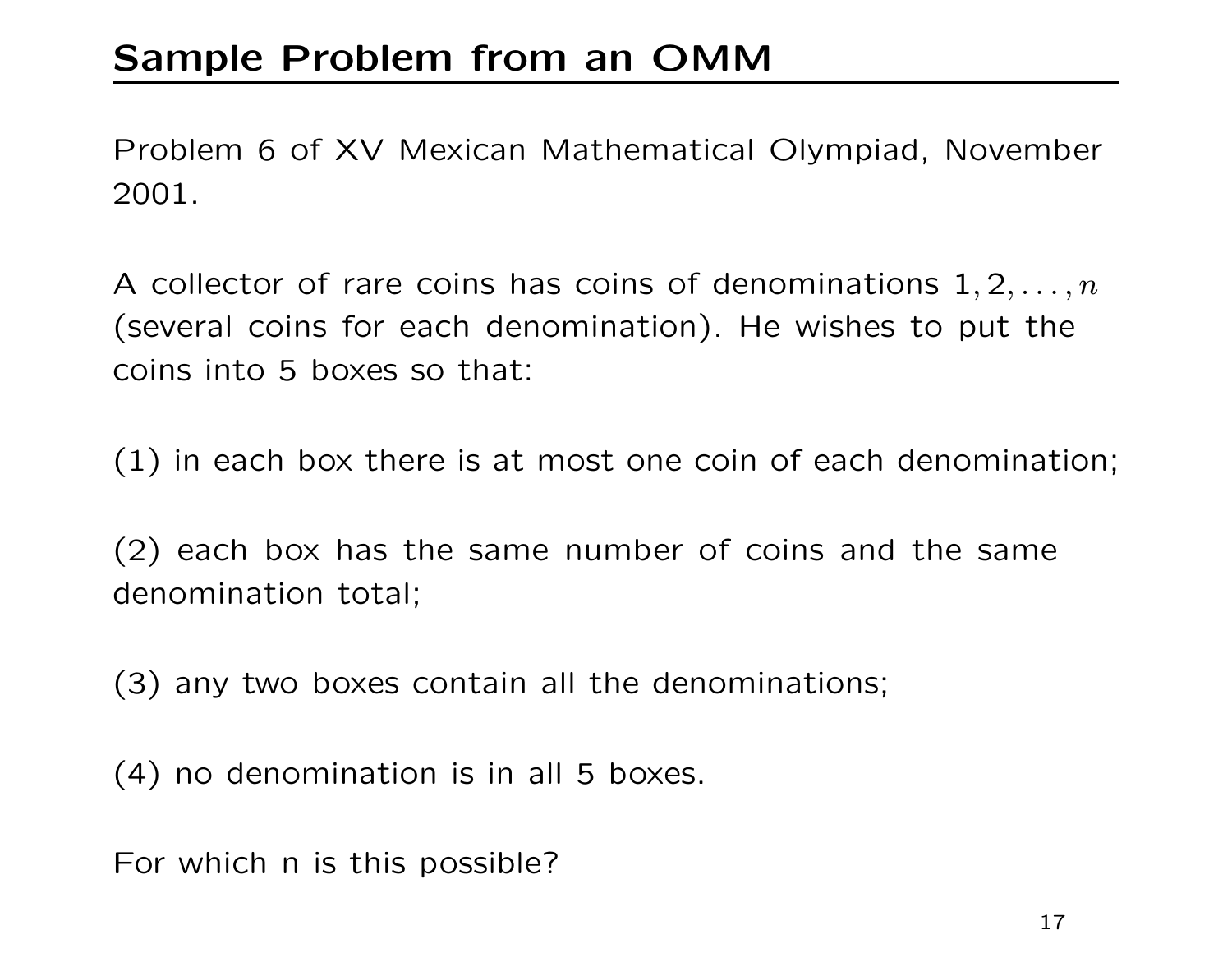# Sample Problem from an OMM

Problem 6 of XV Mexican Mathematical Olympiad, November 2001.

A collector of rare coins has coins of denominations $1, 2, \ldots, n$ (several coins for each denomination). He wishes to put the coins into 5 boxes so that:

(1) in each box there is at most one coin of each denomination;

(2) each box has the same number of coins and the same denomination total;

(3) any two boxes contain all the denominations;

(4) no denomination is in all 5 boxes.

For which n is this possible?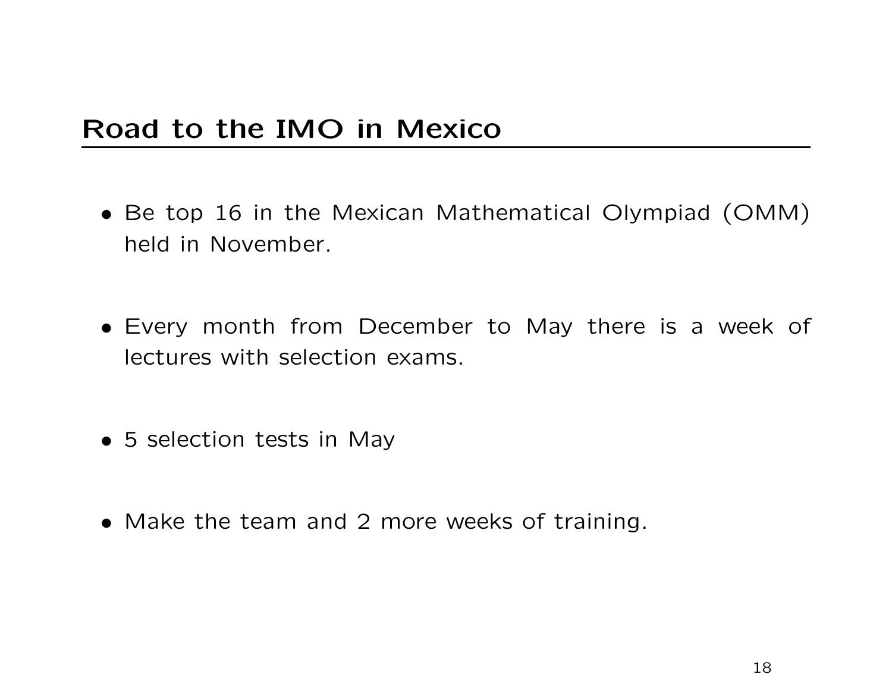# Road to the IMO in Mexico

- Be top 16 in the Mexican Mathematical Olympiad (OMM) held in November.

- Every month from December to May there is a week of lectures with selection exams.

- 5 selection tests in May

- Make the team and 2 more weeks of training.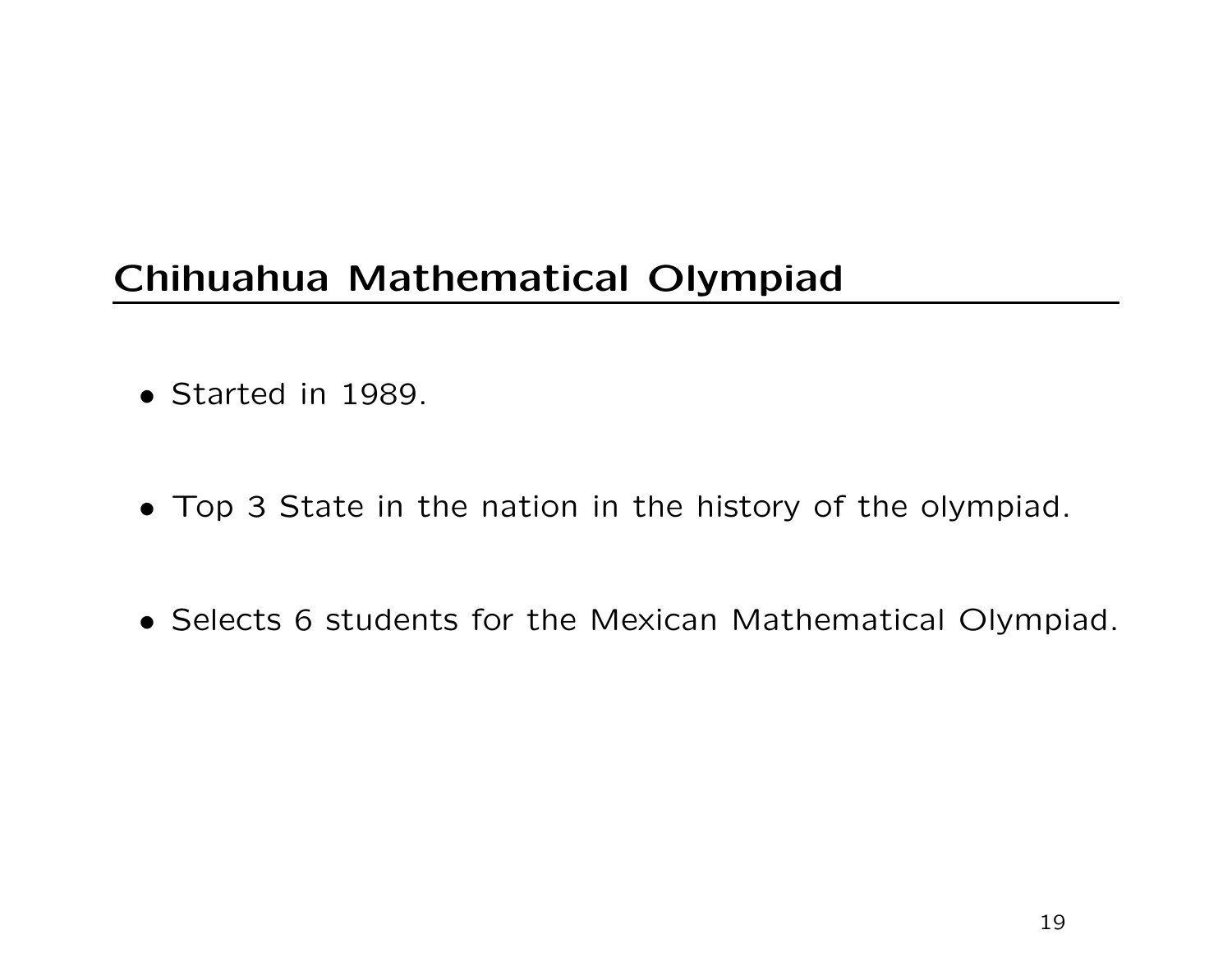## Chihuahua Mathematical Olympiad

- Started in 1989.
- Top 3 State in the nation in the history of the olympiad.
- Selects 6 students for the Mexican Mathematical Olympiad.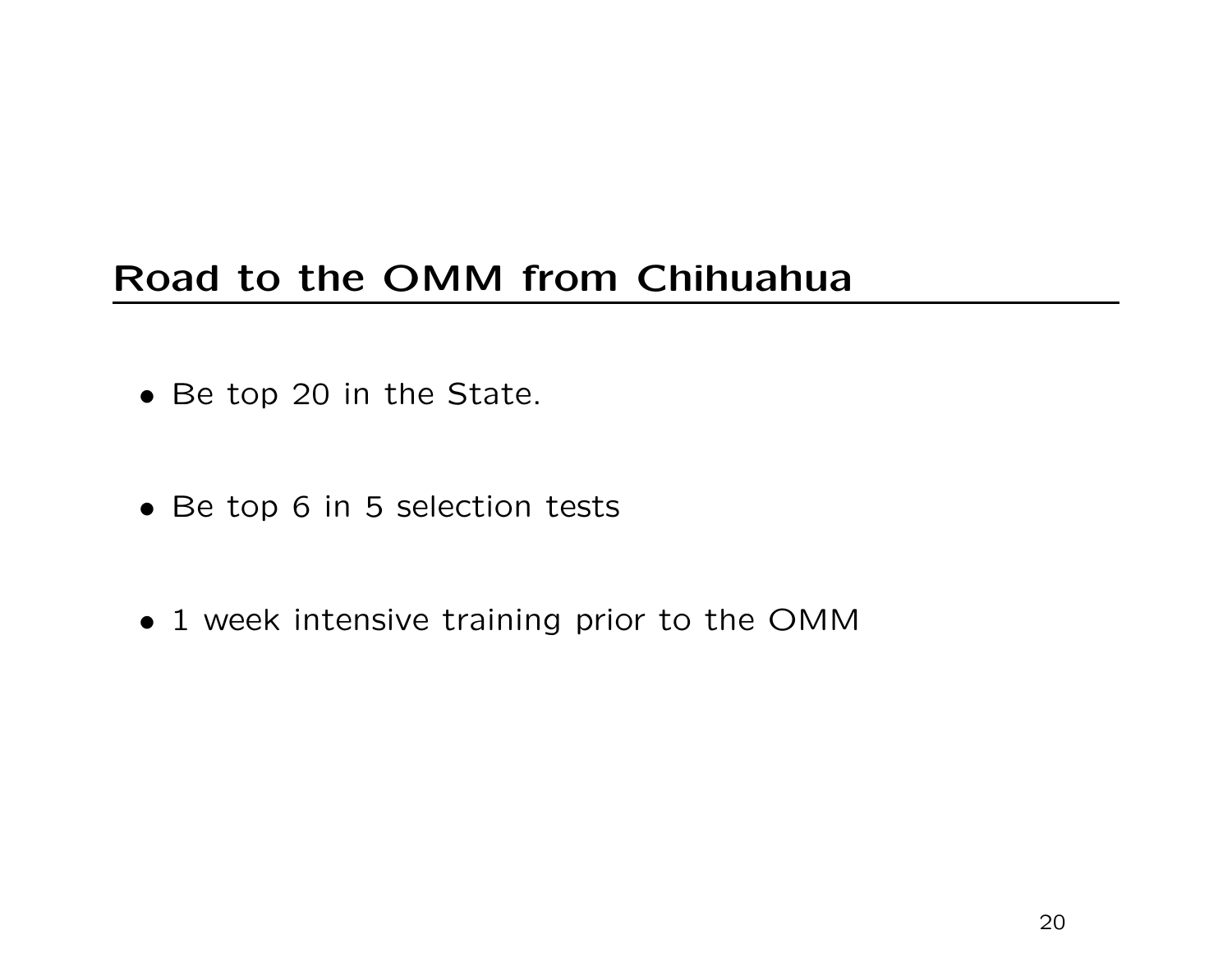## Road to the OMM from Chihuahua

- Be top 20 in the State.
- Be top 6 in 5 selection tests
- 1 week intensive training prior to the OMM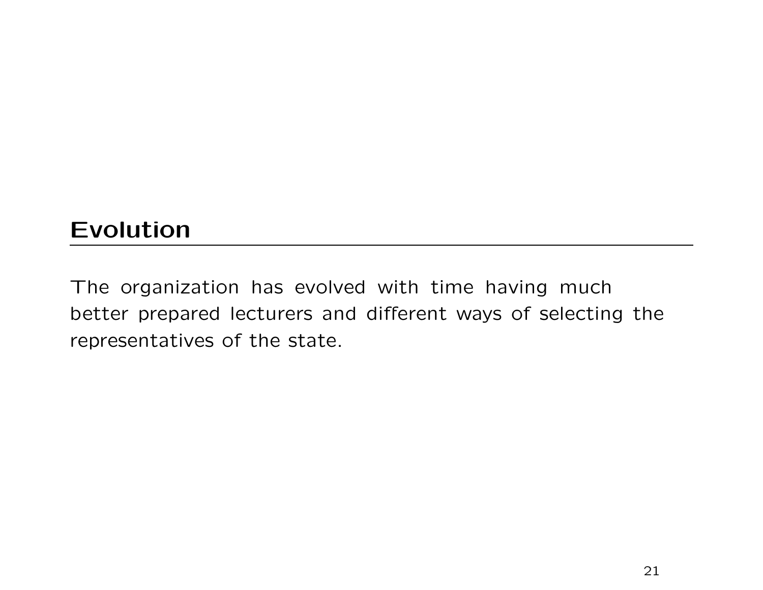## Evolution

The organization has evolved with time having much better prepared lecturers and different ways of selecting the representatives of the state.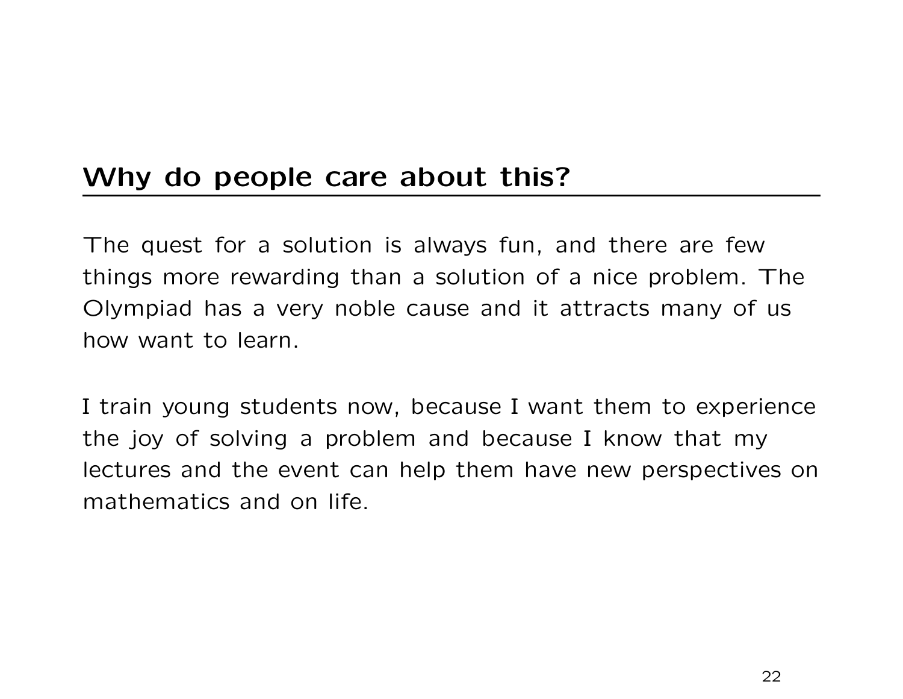## Why do people care about this?

The quest for a solution is always fun, and there are few things more rewarding than a solution of a nice problem. The Olympiad has a very noble cause and it attracts many of us how want to learn.

I train young students now, because I want them to experience the joy of solving a problem and because I know that my lectures and the event can help them have new perspectives on mathematics and on life.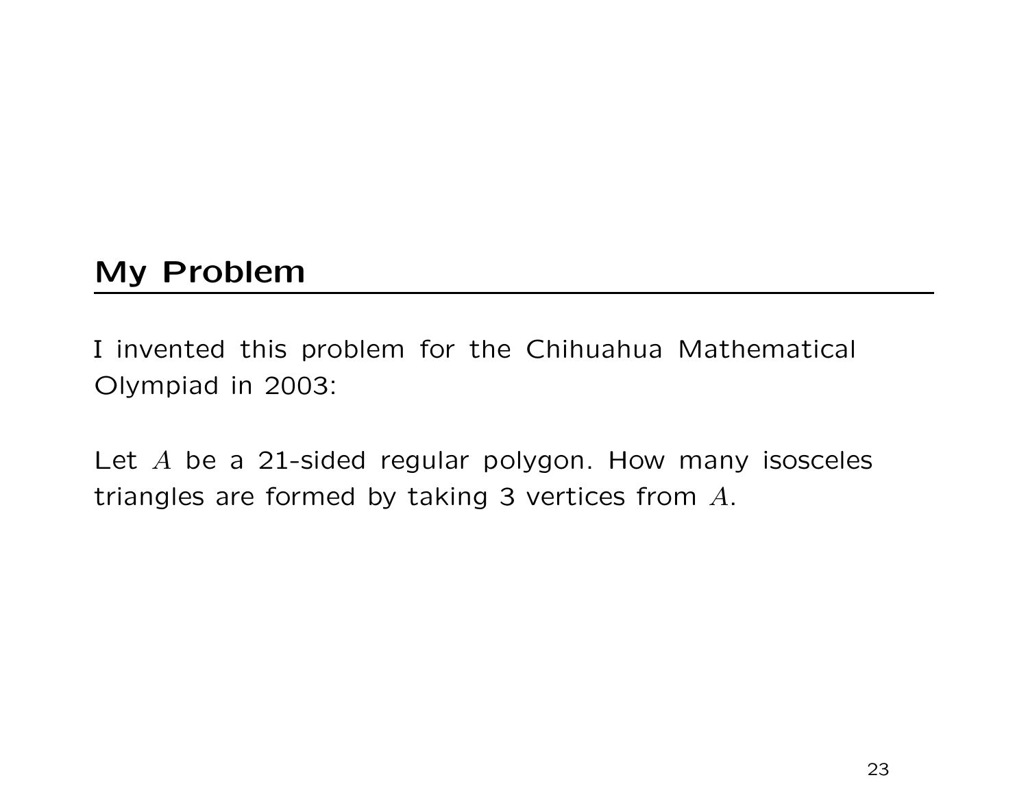## My Problem

I invented this problem for the Chihuahua Mathematical Olympiad in 2003:

Let $A$ be a 21-sided regular polygon. How many isosceles triangles are formed by taking 3 vertices from $A$.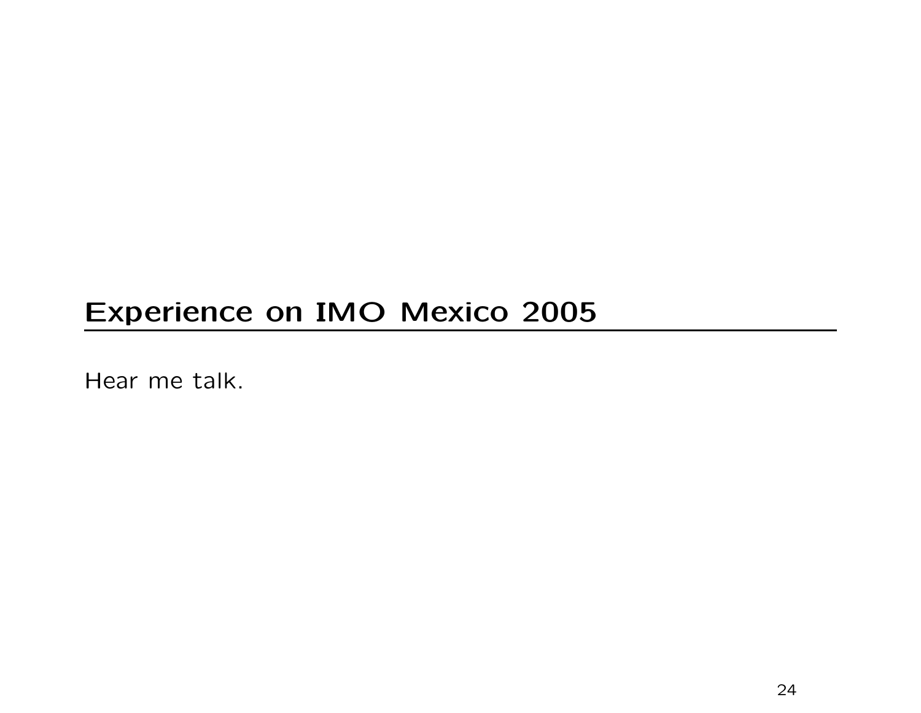## Experience on IMO Mexico 2005

Hear me talk.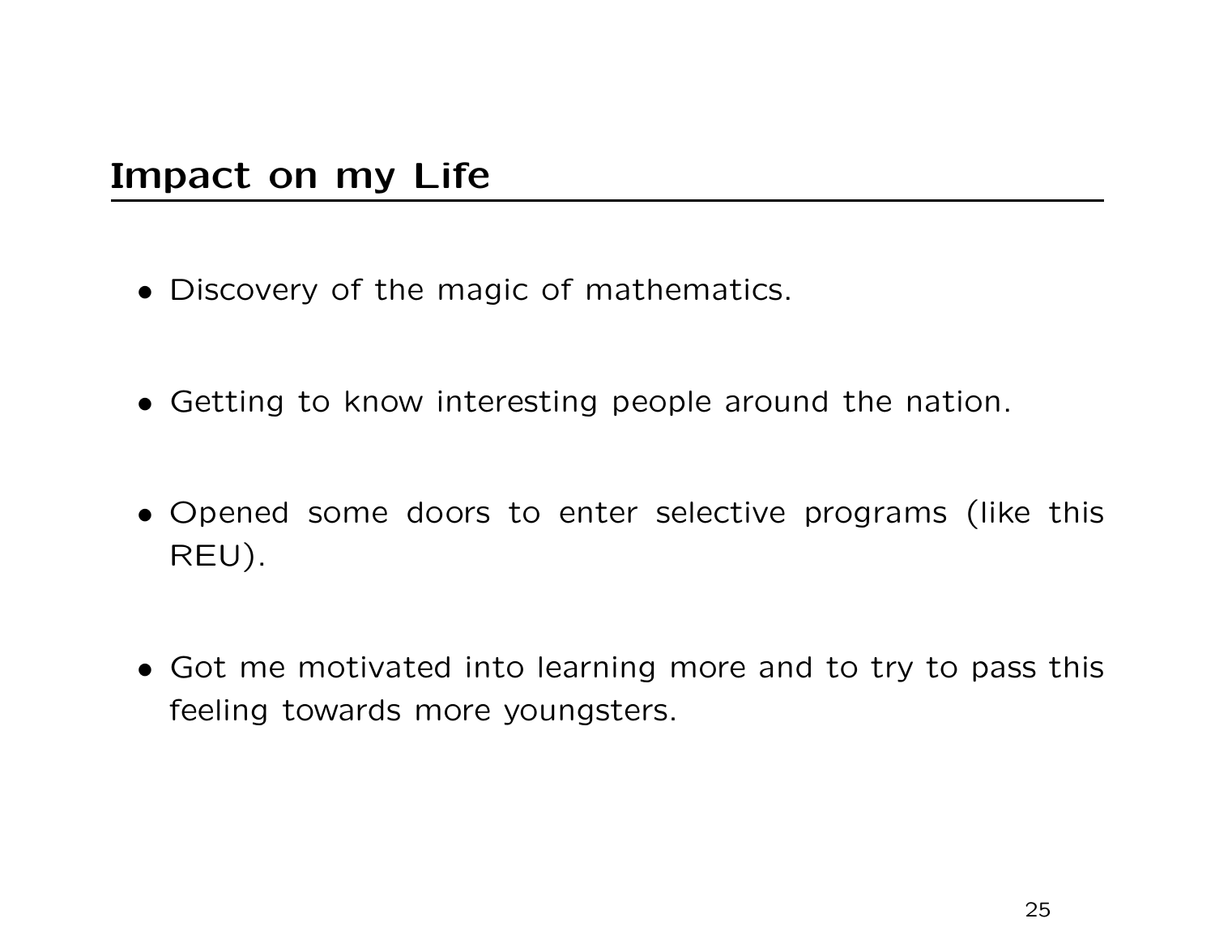## Impact on my Life

- Discovery of the magic of mathematics.

- Getting to know interesting people around the nation.

- Opened some doors to enter selective programs (like this REU).

- Got me motivated into learning more and to try to pass this feeling towards more youngsters.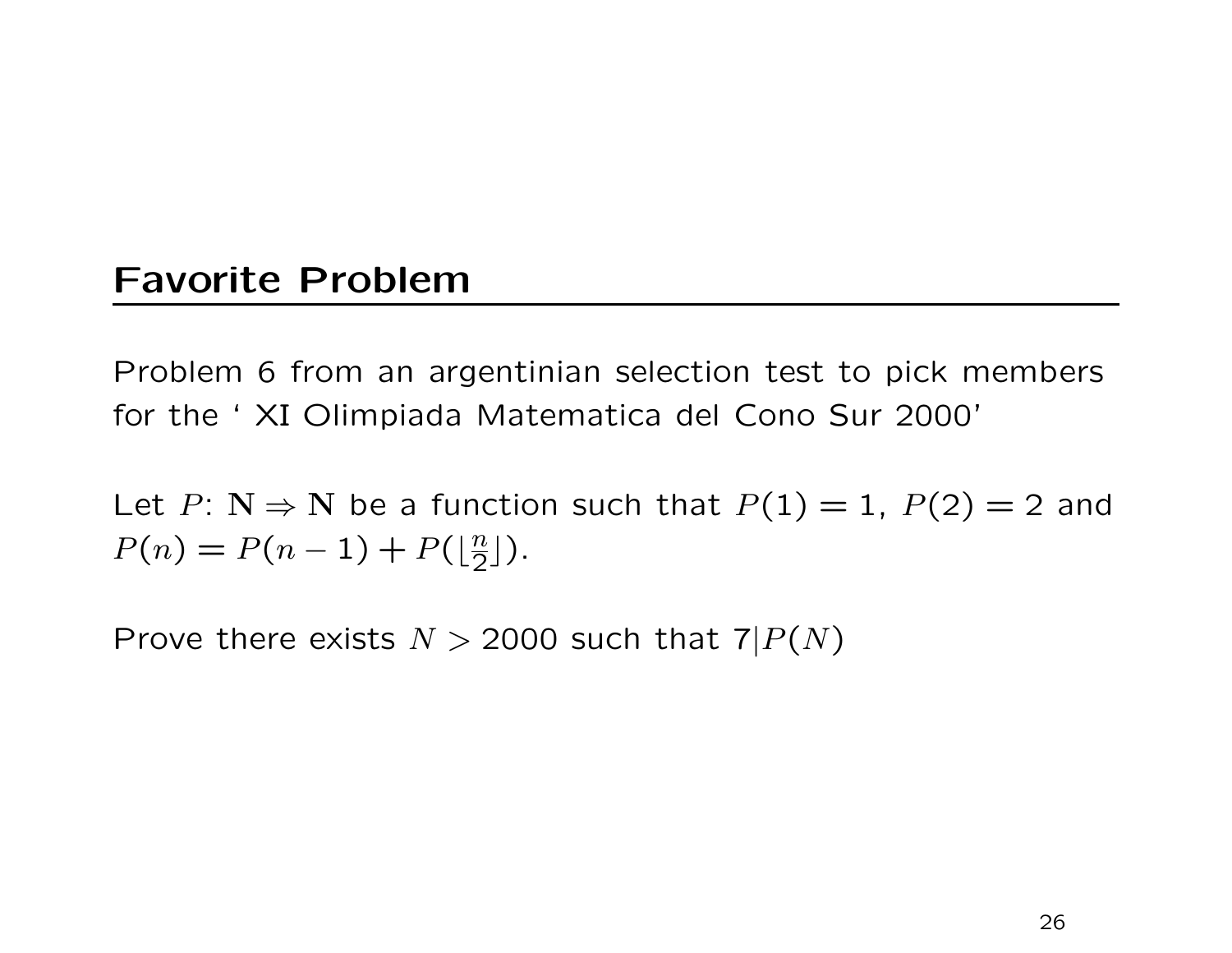## Favorite Problem

Problem 6 from an argentinian selection test to pick members for the ' XI Olimpiada Matematica del Cono Sur 2000'

Let $P$: $\mathbf{N} \Rightarrow \mathbf{N}$ be a function such that $P(1) = 1$, $P(2) = 2$ and $P(n) = P(n-1) + P(\lfloor \frac{n}{2} \rfloor)$.

Prove there exists $N > 2000$ such that $7 | P(N)$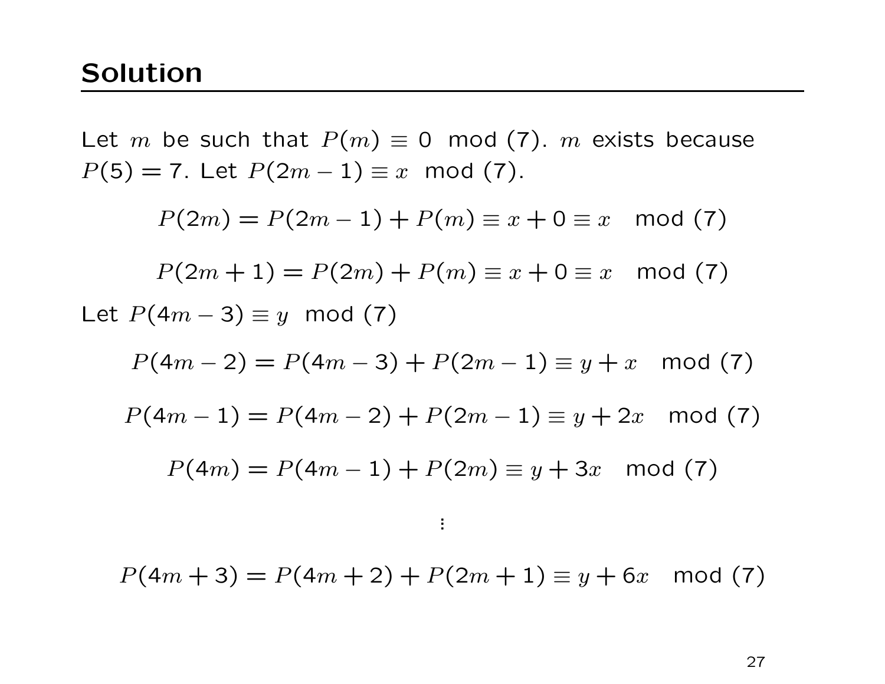## Solution

Let $m$ be such that $P(m) \equiv 0 \mod (7)$. $m$ exists because $P(5) = 7$. Let $P(2m-1) \equiv x \mod (7)$.

$$P(2m) = P(2m-1) + P(m) \equiv x + 0 \equiv x \mod (7)$$

$$P(2m+1) = P(2m) + P(m) \equiv x + 0 \equiv x \mod (7)$$

Let $P(4m-3) \equiv y \mod (7)$

$$P(4m-2) = P(4m-3) + P(2m-1) \equiv y + x \mod (7)$$

$$P(4m-1) = P(4m-2) + P(2m-1) \equiv y + 2x \mod (7)$$

$$P(4m) = P(4m-1) + P(2m) \equiv y + 3x \mod (7)$$

$$\vdots$$

$$P(4m+3) = P(4m+2) + P(2m+1) \equiv y + 6x \mod (7)$$